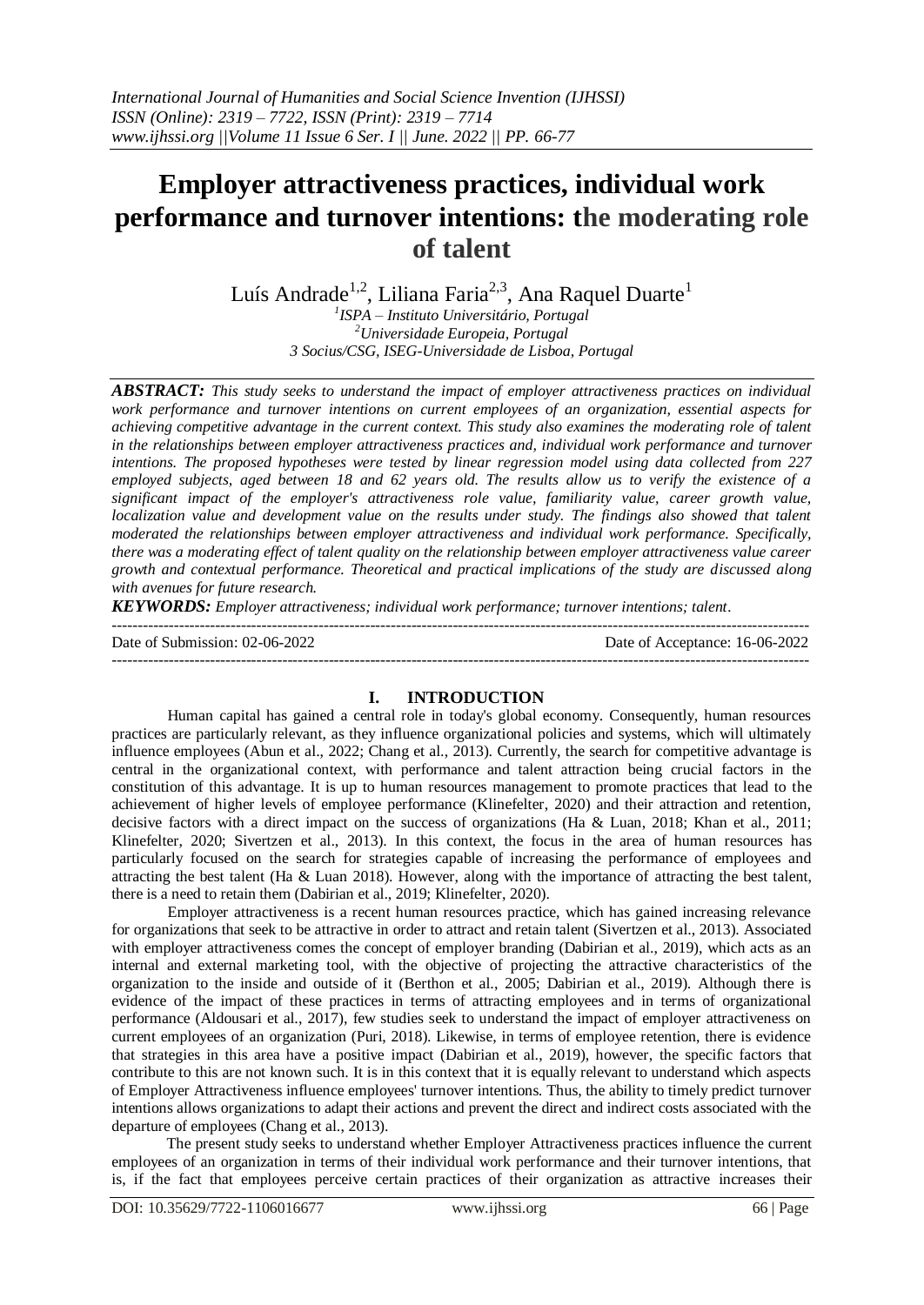# Employer attractiveness practices, individual work performance and turnover intentions: the moderating role of talent

Luís Andrade[1,2], Liliana Faria[2,3], Ana Raquel Duarte[1]

[1]ISPA – Instituto Universitário, Portugal
[2]Universidade Europeia, Portugal
[3] Socius/CSG, ISEG-Universidade de Lisboa, Portugal

***ABSTRACT:*** *This study seeks to understand the impact of employer attractiveness practices on individual work performance and turnover intentions on current employees of an organization, essential aspects for achieving competitive advantage in the current context. This study also examines the moderating role of talent in the relationships between employer attractiveness practices and, individual work performance and turnover intentions. The proposed hypotheses were tested by linear regression model using data collected from 227 employed subjects, aged between 18 and 62 years old. The results allow us to verify the existence of a significant impact of the employer's attractiveness role value, familiarity value, career growth value, localization value and development value on the results under study. The findings also showed that talent moderated the relationships between employer attractiveness and individual work performance. Specifically, there was a moderating effect of talent quality on the relationship between employer attractiveness value career growth and contextual performance. Theoretical and practical implications of the study are discussed along with avenues for future research.*

***KEYWORDS:*** *Employer attractiveness; individual work performance; turnover intentions; talent.*

---

Date of Submission: 02-06-2022 Date of Acceptance: 16-06-2022

---

## I. INTRODUCTION

Human capital has gained a central role in today's global economy. Consequently, human resources practices are particularly relevant, as they influence organizational policies and systems, which will ultimately influence employees (Abun et al., 2022; Chang et al., 2013). Currently, the search for competitive advantage is central in the organizational context, with performance and talent attraction being crucial factors in the constitution of this advantage. It is up to human resources management to promote practices that lead to the achievement of higher levels of employee performance (Klinefelter, 2020) and their attraction and retention, decisive factors with a direct impact on the success of organizations (Ha & Luan, 2018; Khan et al., 2011; Klinefelter, 2020; Sivertzen et al., 2013). In this context, the focus in the area of human resources has particularly focused on the search for strategies capable of increasing the performance of employees and attracting the best talent (Ha & Luan 2018). However, along with the importance of attracting the best talent, there is a need to retain them (Dabirian et al., 2019; Klinefelter, 2020).

Employer attractiveness is a recent human resources practice, which has gained increasing relevance for organizations that seek to be attractive in order to attract and retain talent (Sivertzen et al., 2013). Associated with employer attractiveness comes the concept of employer branding (Dabirian et al., 2019), which acts as an internal and external marketing tool, with the objective of projecting the attractive characteristics of the organization to the inside and outside of it (Berthon et al., 2005; Dabirian et al., 2019). Although there is evidence of the impact of these practices in terms of attracting employees and in terms of organizational performance (Aldousari et al., 2017), few studies seek to understand the impact of employer attractiveness on current employees of an organization (Puri, 2018). Likewise, in terms of employee retention, there is evidence that strategies in this area have a positive impact (Dabirian et al., 2019), however, the specific factors that contribute to this are not known such. It is in this context that it is equally relevant to understand which aspects of Employer Attractiveness influence employees' turnover intentions. Thus, the ability to timely predict turnover intentions allows organizations to adapt their actions and prevent the direct and indirect costs associated with the departure of employees (Chang et al., 2013).

The present study seeks to understand whether Employer Attractiveness practices influence the current employees of an organization in terms of their individual work performance and their turnover intentions, that is, if the fact that employees perceive certain practices of their organization as attractive increases their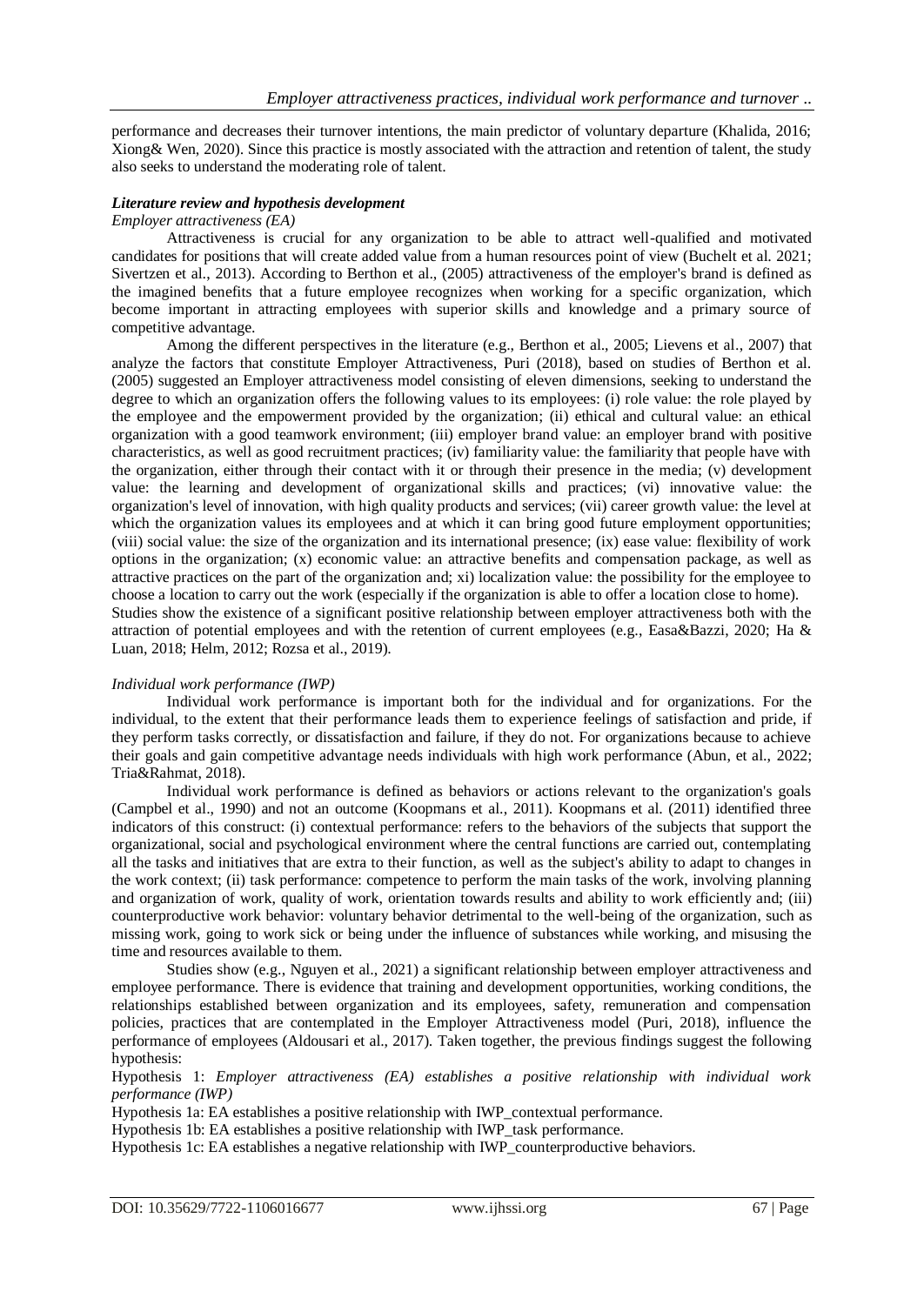performance and decreases their turnover intentions, the main predictor of voluntary departure (Khalida, 2016; Xiong& Wen, 2020). Since this practice is mostly associated with the attraction and retention of talent, the study also seeks to understand the moderating role of talent.

### *Literature review and hypothesis development*

#### *Employer attractiveness (EA)*

Attractiveness is crucial for any organization to be able to attract well-qualified and motivated candidates for positions that will create added value from a human resources point of view (Buchelt et al. 2021; Sivertzen et al., 2013). According to Berthon et al., (2005) attractiveness of the employer's brand is defined as the imagined benefits that a future employee recognizes when working for a specific organization, which become important in attracting employees with superior skills and knowledge and a primary source of competitive advantage.

Among the different perspectives in the literature (e.g., Berthon et al., 2005; Lievens et al., 2007) that analyze the factors that constitute Employer Attractiveness, Puri (2018), based on studies of Berthon et al. (2005) suggested an Employer attractiveness model consisting of eleven dimensions, seeking to understand the degree to which an organization offers the following values to its employees: (i) role value: the role played by the employee and the empowerment provided by the organization; (ii) ethical and cultural value: an ethical organization with a good teamwork environment; (iii) employer brand value: an employer brand with positive characteristics, as well as good recruitment practices; (iv) familiarity value: the familiarity that people have with the organization, either through their contact with it or through their presence in the media; (v) development value: the learning and development of organizational skills and practices; (vi) innovative value: the organization's level of innovation, with high quality products and services; (vii) career growth value: the level at which the organization values its employees and at which it can bring good future employment opportunities; (viii) social value: the size of the organization and its international presence; (ix) ease value: flexibility of work options in the organization; (x) economic value: an attractive benefits and compensation package, as well as attractive practices on the part of the organization and; xi) localization value: the possibility for the employee to choose a location to carry out the work (especially if the organization is able to offer a location close to home).
Studies show the existence of a significant positive relationship between employer attractiveness both with the attraction of potential employees and with the retention of current employees (e.g., Easa&Bazzi, 2020; Ha & Luan, 2018; Helm, 2012; Rozsa et al., 2019).

#### *Individual work performance (IWP)*

Individual work performance is important both for the individual and for organizations. For the individual, to the extent that their performance leads them to experience feelings of satisfaction and pride, if they perform tasks correctly, or dissatisfaction and failure, if they do not. For organizations because to achieve their goals and gain competitive advantage needs individuals with high work performance (Abun, et al., 2022; Tria&Rahmat, 2018).

Individual work performance is defined as behaviors or actions relevant to the organization's goals (Campbel et al., 1990) and not an outcome (Koopmans et al., 2011). Koopmans et al. (2011) identified three indicators of this construct: (i) contextual performance: refers to the behaviors of the subjects that support the organizational, social and psychological environment where the central functions are carried out, contemplating all the tasks and initiatives that are extra to their function, as well as the subject's ability to adapt to changes in the work context; (ii) task performance: competence to perform the main tasks of the work, involving planning and organization of work, quality of work, orientation towards results and ability to work efficiently and; (iii) counterproductive work behavior: voluntary behavior detrimental to the well-being of the organization, such as missing work, going to work sick or being under the influence of substances while working, and misusing the time and resources available to them.

Studies show (e.g., Nguyen et al., 2021) a significant relationship between employer attractiveness and employee performance. There is evidence that training and development opportunities, working conditions, the relationships established between organization and its employees, safety, remuneration and compensation policies, practices that are contemplated in the Employer Attractiveness model (Puri, 2018), influence the performance of employees (Aldousari et al., 2017). Taken together, the previous findings suggest the following hypothesis:

Hypothesis 1: *Employer attractiveness (EA) establishes a positive relationship with individual work performance (IWP)*

Hypothesis 1a: EA establishes a positive relationship with IWP_contextual performance.

Hypothesis 1b: EA establishes a positive relationship with IWP_task performance.

Hypothesis 1c: EA establishes a negative relationship with IWP_counterproductive behaviors.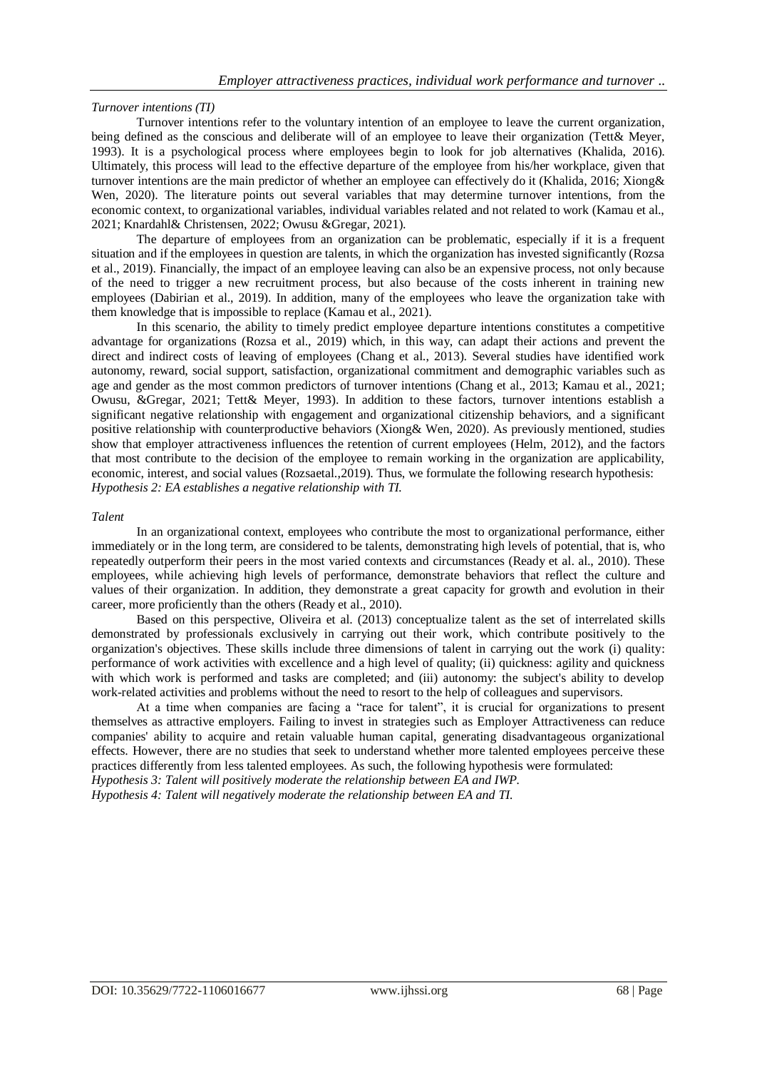*Turnover intentions (TI)*

Turnover intentions refer to the voluntary intention of an employee to leave the current organization, being defined as the conscious and deliberate will of an employee to leave their organization (Tett& Meyer, 1993). It is a psychological process where employees begin to look for job alternatives (Khalida, 2016). Ultimately, this process will lead to the effective departure of the employee from his/her workplace, given that turnover intentions are the main predictor of whether an employee can effectively do it (Khalida, 2016; Xiong& Wen, 2020). The literature points out several variables that may determine turnover intentions, from the economic context, to organizational variables, individual variables related and not related to work (Kamau et al., 2021; Knardahl& Christensen, 2022; Owusu &Gregar, 2021).

The departure of employees from an organization can be problematic, especially if it is a frequent situation and if the employees in question are talents, in which the organization has invested significantly (Rozsa et al., 2019). Financially, the impact of an employee leaving can also be an expensive process, not only because of the need to trigger a new recruitment process, but also because of the costs inherent in training new employees (Dabirian et al., 2019). In addition, many of the employees who leave the organization take with them knowledge that is impossible to replace (Kamau et al., 2021).

In this scenario, the ability to timely predict employee departure intentions constitutes a competitive advantage for organizations (Rozsa et al., 2019) which, in this way, can adapt their actions and prevent the direct and indirect costs of leaving of employees (Chang et al., 2013). Several studies have identified work autonomy, reward, social support, satisfaction, organizational commitment and demographic variables such as age and gender as the most common predictors of turnover intentions (Chang et al., 2013; Kamau et al., 2021; Owusu, &Gregar, 2021; Tett& Meyer, 1993). In addition to these factors, turnover intentions establish a significant negative relationship with engagement and organizational citizenship behaviors, and a significant positive relationship with counterproductive behaviors (Xiong& Wen, 2020). As previously mentioned, studies show that employer attractiveness influences the retention of current employees (Helm, 2012), and the factors that most contribute to the decision of the employee to remain working in the organization are applicability, economic, interest, and social values (Rozsaetal.,2019). Thus, we formulate the following research hypothesis:
*Hypothesis 2: EA establishes a negative relationship with TI.*

*Talent*

In an organizational context, employees who contribute the most to organizational performance, either immediately or in the long term, are considered to be talents, demonstrating high levels of potential, that is, who repeatedly outperform their peers in the most varied contexts and circumstances (Ready et al. al., 2010). These employees, while achieving high levels of performance, demonstrate behaviors that reflect the culture and values of their organization. In addition, they demonstrate a great capacity for growth and evolution in their career, more proficiently than the others (Ready et al., 2010).

Based on this perspective, Oliveira et al. (2013) conceptualize talent as the set of interrelated skills demonstrated by professionals exclusively in carrying out their work, which contribute positively to the organization's objectives. These skills include three dimensions of talent in carrying out the work (i) quality: performance of work activities with excellence and a high level of quality; (ii) quickness: agility and quickness with which work is performed and tasks are completed; and (iii) autonomy: the subject's ability to develop work-related activities and problems without the need to resort to the help of colleagues and supervisors.

At a time when companies are facing a "race for talent", it is crucial for organizations to present themselves as attractive employers. Failing to invest in strategies such as Employer Attractiveness can reduce companies' ability to acquire and retain valuable human capital, generating disadvantageous organizational effects. However, there are no studies that seek to understand whether more talented employees perceive these practices differently from less talented employees. As such, the following hypothesis were formulated:
*Hypothesis 3: Talent will positively moderate the relationship between EA and IWP.*
*Hypothesis 4: Talent will negatively moderate the relationship between EA and TI.*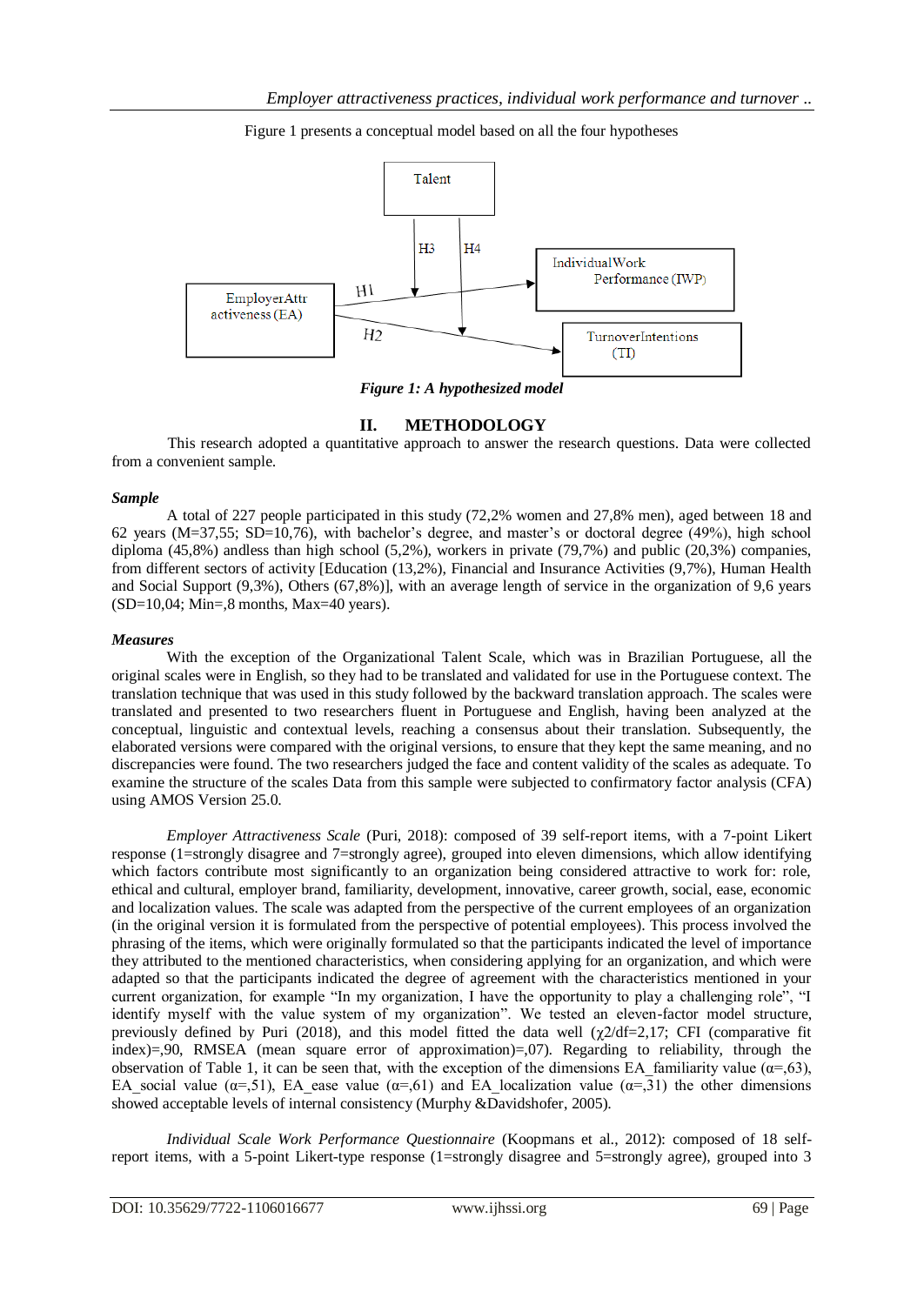Figure 1 presents a conceptual model based on all the four hypotheses

*Figure 1: A hypothesized model*

## II. METHODOLOGY

This research adopted a quantitative approach to answer the research questions. Data were collected from a convenient sample.

### *Sample*

A total of 227 people participated in this study (72,2% women and 27,8% men), aged between 18 and 62 years (M=37,55; SD=10,76), with bachelor's degree, and master's or doctoral degree (49%), high school diploma (45,8%) andless than high school (5,2%), workers in private (79,7%) and public (20,3%) companies, from different sectors of activity [Education (13,2%), Financial and Insurance Activities (9,7%), Human Health and Social Support (9,3%), Others (67,8%)], with an average length of service in the organization of 9,6 years (SD=10,04; Min=,8 months, Max=40 years).

### *Measures*

With the exception of the Organizational Talent Scale, which was in Brazilian Portuguese, all the original scales were in English, so they had to be translated and validated for use in the Portuguese context. The translation technique that was used in this study followed by the backward translation approach. The scales were translated and presented to two researchers fluent in Portuguese and English, having been analyzed at the conceptual, linguistic and contextual levels, reaching a consensus about their translation. Subsequently, the elaborated versions were compared with the original versions, to ensure that they kept the same meaning, and no discrepancies were found. The two researchers judged the face and content validity of the scales as adequate. To examine the structure of the scales Data from this sample were subjected to confirmatory factor analysis (CFA) using AMOS Version 25.0.

*Employer Attractiveness Scale* (Puri, 2018): composed of 39 self-report items, with a 7-point Likert response (1=strongly disagree and 7=strongly agree), grouped into eleven dimensions, which allow identifying which factors contribute most significantly to an organization being considered attractive to work for: role, ethical and cultural, employer brand, familiarity, development, innovative, career growth, social, ease, economic and localization values. The scale was adapted from the perspective of the current employees of an organization (in the original version it is formulated from the perspective of potential employees). This process involved the phrasing of the items, which were originally formulated so that the participants indicated the level of importance they attributed to the mentioned characteristics, when considering applying for an organization, and which were adapted so that the participants indicated the degree of agreement with the characteristics mentioned in your current organization, for example "In my organization, I have the opportunity to play a challenging role", "I identify myself with the value system of my organization". We tested an eleven-factor model structure, previously defined by Puri (2018), and this model fitted the data well ($\chi2$/df=2,17; CFI (comparative fit index)=,90, RMSEA (mean square error of approximation)=,07). Regarding to reliability, through the observation of Table 1, it can be seen that, with the exception of the dimensions EA_familiarity value ($\alpha$=,63), EA_social value ($\alpha$=,51), EA_ease value ($\alpha$=,61) and EA_localization value ($\alpha$=,31) the other dimensions showed acceptable levels of internal consistency (Murphy &Davidshofer, 2005).

*Individual Scale Work Performance Questionnaire* (Koopmans et al., 2012): composed of 18 self-report items, with a 5-point Likert-type response (1=strongly disagree and 5=strongly agree), grouped into 3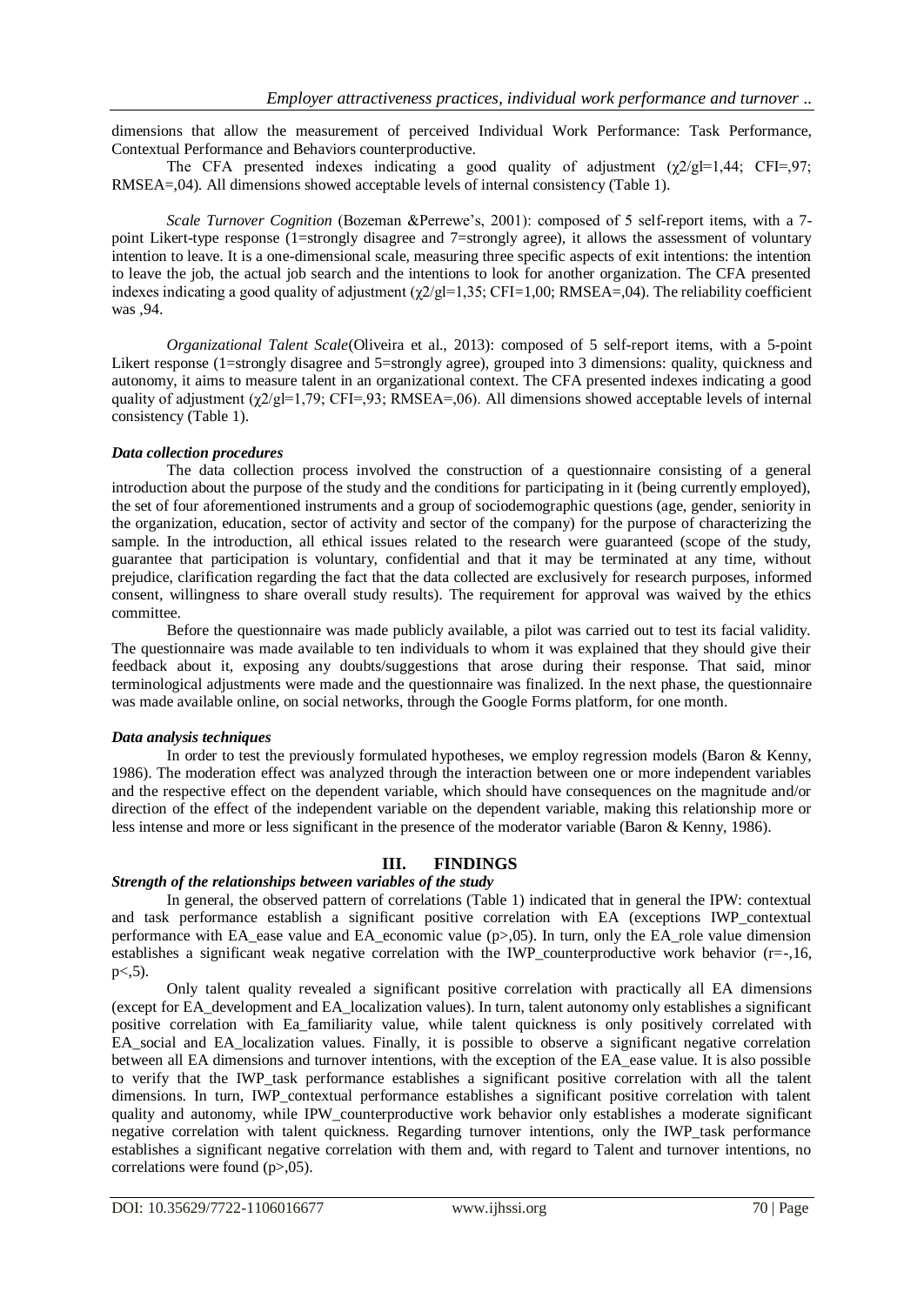dimensions that allow the measurement of perceived Individual Work Performance: Task Performance, Contextual Performance and Behaviors counterproductive.

The CFA presented indexes indicating a good quality of adjustment ($\chi 2/gl$=1,44; CFI=,97; RMSEA=,04). All dimensions showed acceptable levels of internal consistency (Table 1).

*Scale Turnover Cognition* (Bozeman &Perrewe's, 2001): composed of 5 self-report items, with a 7-point Likert-type response (1=strongly disagree and 7=strongly agree), it allows the assessment of voluntary intention to leave. It is a one-dimensional scale, measuring three specific aspects of exit intentions: the intention to leave the job, the actual job search and the intentions to look for another organization. The CFA presented indexes indicating a good quality of adjustment ($\chi 2/gl$=1,35; CFI=1,00; RMSEA=,04). The reliability coefficient was ,94.

*Organizational Talent Scale*(Oliveira et al., 2013): composed of 5 self-report items, with a 5-point Likert response (1=strongly disagree and 5=strongly agree), grouped into 3 dimensions: quality, quickness and autonomy, it aims to measure talent in an organizational context. The CFA presented indexes indicating a good quality of adjustment ($\chi 2/gl$=1,79; CFI=,93; RMSEA=,06). All dimensions showed acceptable levels of internal consistency (Table 1).

***Data collection procedures***

The data collection process involved the construction of a questionnaire consisting of a general introduction about the purpose of the study and the conditions for participating in it (being currently employed), the set of four aforementioned instruments and a group of sociodemographic questions (age, gender, seniority in the organization, education, sector of activity and sector of the company) for the purpose of characterizing the sample. In the introduction, all ethical issues related to the research were guaranteed (scope of the study, guarantee that participation is voluntary, confidential and that it may be terminated at any time, without prejudice, clarification regarding the fact that the data collected are exclusively for research purposes, informed consent, willingness to share overall study results). The requirement for approval was waived by the ethics committee.

Before the questionnaire was made publicly available, a pilot was carried out to test its facial validity. The questionnaire was made available to ten individuals to whom it was explained that they should give their feedback about it, exposing any doubts/suggestions that arose during their response. That said, minor terminological adjustments were made and the questionnaire was finalized. In the next phase, the questionnaire was made available online, on social networks, through the Google Forms platform, for one month.

***Data analysis techniques***

In order to test the previously formulated hypotheses, we employ regression models (Baron & Kenny, 1986). The moderation effect was analyzed through the interaction between one or more independent variables and the respective effect on the dependent variable, which should have consequences on the magnitude and/or direction of the effect of the independent variable on the dependent variable, making this relationship more or less intense and more or less significant in the presence of the moderator variable (Baron & Kenny, 1986).

## III. FINDINGS

***Strength of the relationships between variables of the study***

In general, the observed pattern of correlations (Table 1) indicated that in general the IPW: contextual and task performance establish a significant positive correlation with EA (exceptions IWP_contextual performance with EA_ease value and EA_economic value ($p$>,05). In turn, only the EA_role value dimension establishes a significant weak negative correlation with the IWP_counterproductive work behavior ($r$=-,16, $p$<,5).

Only talent quality revealed a significant positive correlation with practically all EA dimensions (except for EA_development and EA_localization values). In turn, talent autonomy only establishes a significant positive correlation with Ea_familiarity value, while talent quickness is only positively correlated with EA_social and EA_localization values. Finally, it is possible to observe a significant negative correlation between all EA dimensions and turnover intentions, with the exception of the EA_ease value. It is also possible to verify that the IWP_task performance establishes a significant positive correlation with all the talent dimensions. In turn, IWP_contextual performance establishes a significant positive correlation with talent quality and autonomy, while IPW_counterproductive work behavior only establishes a moderate significant negative correlation with talent quickness. Regarding turnover intentions, only the IWP_task performance establishes a significant negative correlation with them and, with regard to Talent and turnover intentions, no correlations were found ($p$>,05).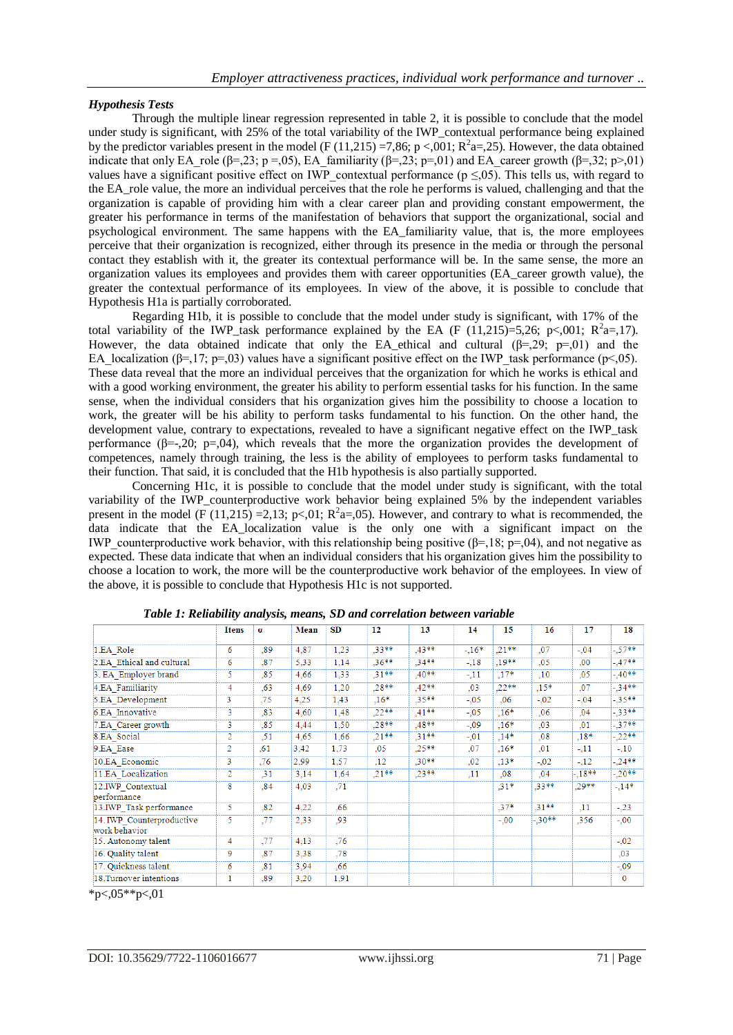### *Hypothesis Tests*

Through the multiple linear regression represented in table 2, it is possible to conclude that the model under study is significant, with 25% of the total variability of the IWP_contextual performance being explained by the predictor variables present in the model (F (11,215) =7,86; p <,001; $R^2$a=,25). However, the data obtained indicate that only EA_role (β=,23; p =,05), EA_familiarity (β=,23; p=,01) and EA_career growth (β=,32; p>,01) values have a significant positive effect on IWP_contextual performance (p ≤,05). This tells us, with regard to the EA_role value, the more an individual perceives that the role he performs is valued, challenging and that the organization is capable of providing him with a clear career plan and providing constant empowerment, the greater his performance in terms of the manifestation of behaviors that support the organizational, social and psychological environment. The same happens with the EA_familiarity value, that is, the more employees perceive that their organization is recognized, either through its presence in the media or through the personal contact they establish with it, the greater its contextual performance will be. In the same sense, the more an organization values its employees and provides them with career opportunities (EA_career growth value), the greater the contextual performance of its employees. In view of the above, it is possible to conclude that Hypothesis H1a is partially corroborated.

Regarding H1b, it is possible to conclude that the model under study is significant, with 17% of the total variability of the IWP_task performance explained by the EA (F (11,215)=5,26; p<,001; $R^2$a=,17). However, the data obtained indicate that only the EA_ethical and cultural (β=,29; p=,01) and the EA_localization (β=,17; p=,03) values have a significant positive effect on the IWP_task performance (p<,05). These data reveal that the more an individual perceives that the organization for which he works is ethical and with a good working environment, the greater his ability to perform essential tasks for his function. In the same sense, when the individual considers that his organization gives him the possibility to choose a location to work, the greater will be his ability to perform tasks fundamental to his function. On the other hand, the development value, contrary to expectations, revealed to have a significant negative effect on the IWP_task performance (β=-,20; p=,04), which reveals that the more the organization provides the development of competences, namely through training, the less is the ability of employees to perform tasks fundamental to their function. That said, it is concluded that the H1b hypothesis is also partially supported.

Concerning H1c, it is possible to conclude that the model under study is significant, with the total variability of the IWP_counterproductive work behavior being explained 5% by the independent variables present in the model (F (11,215) =2,13; p<,01; $R^2$a=,05). However, and contrary to what is recommended, the data indicate that the EA_localization value is the only one with a significant impact on the IWP_counterproductive work behavior, with this relationship being positive (β=,18; p=,04), and not negative as expected. These data indicate that when an individual considers that his organization gives him the possibility to choose a location to work, the more will be the counterproductive work behavior of the employees. In view of the above, it is possible to conclude that Hypothesis H1c is not supported.

***Table 1: Reliability analysis, means, SD and correlation between variable***

| | Itens | α | Mean | SD | 12 | 13 | 14 | 15 | 16 | 17 | 18 |
|---|---|---|---|---|---|---|---|---|---|---|---|
| 1.EA_Role | 6 | ,89 | 4,87 | 1,23 | ,33** | ,43** | -,16* | ,21** | ,07 | -,04 | -,57** |
| 2.EA_Ethical and cultural | 6 | ,87 | 5,33 | 1,14 | ,36** | ,34** | -,18 | ,19** | ,05 | ,00 | -,47** |
| 3. EA_Employer brand | 5 | ,85 | 4,66 | 1,33 | ,31** | ,40** | -,11 | ,17* | ,10 | ,05 | -,40** |
| 4.EA_Familiarity | 4 | ,63 | 4,69 | 1,20 | ,28** | ,42** | ,03 | ,22** | ,15* | ,07 | -,34** |
| 5.EA_Development | 3 | ,75 | 4,25 | 1,43 | ,16* | ,35** | -,05 | ,06 | -,02 | -,04 | -,35** |
| 6.EA_Innovative | 3 | ,83 | 4,60 | 1,48 | ,22** | ,41** | -,05 | ,16* | ,06 | ,04 | -,33** |
| 7.EA_Career growth | 3 | ,85 | 4,44 | 1,50 | ,28** | ,48** | -,09 | ,16* | ,03 | ,01 | -,37** |
| 8.EA_Social | 2 | ,51 | 4,65 | 1,66 | ,21** | ,31** | -,01 | ,14* | ,08 | ,18* | -,22** |
| 9.EA_Ease | 2 | ,61 | 3,42 | 1,73 | ,05 | ,25** | ,07 | ,16* | ,01 | -,11 | -,10 |
| 10.EA_Economic | 3 | ,76 | 2,99 | 1,57 | ,12 | ,30** | ,02 | ,13* | -,02 | -,12 | -,24** |
| 11.EA_Localization | 2 | ,31 | 3,14 | 1,64 | ,21** | ,23** | ,11 | ,08 | ,04 | -,18** | -,20** |
| 12.IWP_Contextual performance | 8 | ,84 | 4,03 | ,71 | | | | ,31* | ,33** | ,29** | -,14* |
| 13.IWP_Task performance | 5 | ,82 | 4,22 | ,66 | | | | ,37* | ,31** | ,11 | -,23 |
| 14. IWP_Counterproductive work behavior | 5 | ,77 | 2,33 | ,93 | | | | -,00 | -,30** | ,356 | -,00 |
| 15. Autonomy talent | 4 | ,77 | 4,13 | ,76 | | | | | | | -,02 |
| 16. Quality talent | 9 | ,87 | 3,38 | ,78 | | | | | | | ,03 |
| 17. Quickness talent | 6 | ,81 | 3,94 | ,66 | | | | | | | -,09 |
| 18.Turnover intentions | 1 | ,89 | 3,20 | 1,91 | | | | | | | 0 |

*p<,05**p<,01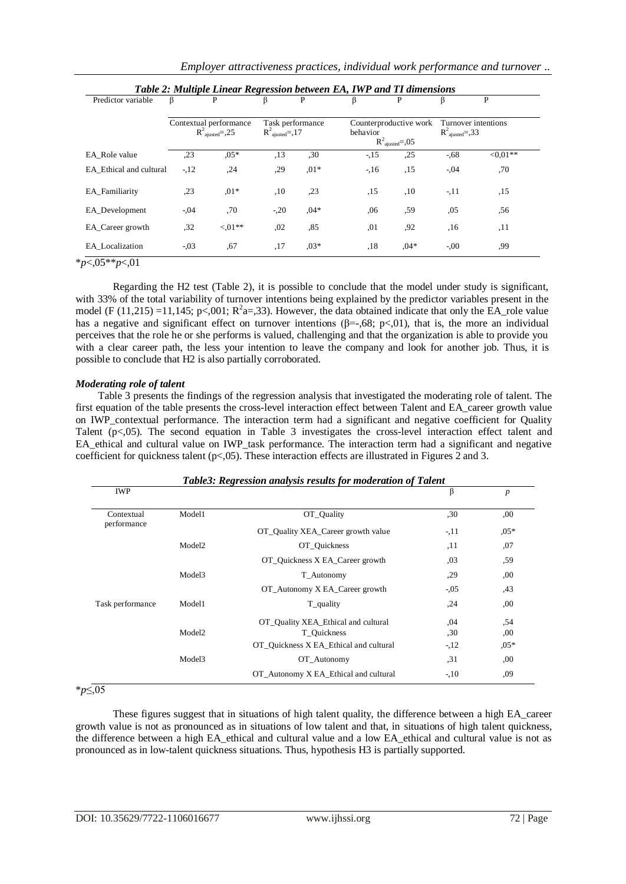*Table 2: Multiple Linear Regression between EA, IWP and TI dimensions*

| Predictor variable | β | P | β | P | β | P | β | P |
|---|---|---|---|---|---|---|---|---|
| | Contextual performance $R^2_{ajusted}$=,25 | | Task performance $R^2_{ajusted}$=,17 | | Counterproductive work behavior $R^2_{ajusted}$=,05 | | Turnover intentions $R^2_{ajusted}$=,33 | |
| EA_Role value | ,23 | ,05* | ,13 | ,30 | -,15 | ,25 | -,68 | <0,01** |
| EA_Ethical and cultural | -,12 | ,24 | ,29 | ,01* | -,16 | ,15 | -,04 | ,70 |
| EA_Familiarity | ,23 | ,01* | ,10 | ,23 | ,15 | ,10 | -,11 | ,15 |
| EA_Development | -,04 | ,70 | -,20 | ,04* | ,06 | ,59 | ,05 | ,56 |
| EA_Career growth | ,32 | <,01** | ,02 | ,85 | ,01 | ,92 | ,16 | ,11 |
| EA_Localization | -,03 | ,67 | ,17 | ,03* | ,18 | ,04* | -,00 | ,99 |

*$p$<,05**$p$<,01

Regarding the H2 test (Table 2), it is possible to conclude that the model under study is significant, with 33% of the total variability of turnover intentions being explained by the predictor variables present in the model (F (11,215) =11,145; p<,001; $R^2$a=,33). However, the data obtained indicate that only the EA_role value has a negative and significant effect on turnover intentions (β=-,68; p<,01), that is, the more an individual perceives that the role he or she performs is valued, challenging and that the organization is able to provide you with a clear career path, the less your intention to leave the company and look for another job. Thus, it is possible to conclude that H2 is also partially corroborated.

***Moderating role of talent***

Table 3 presents the findings of the regression analysis that investigated the moderating role of talent. The first equation of the table presents the cross-level interaction effect between Talent and EA_career growth value on IWP_contextual performance. The interaction term had a significant and negative coefficient for Quality Talent (p<,05). The second equation in Table 3 investigates the cross-level interaction effect talent and EA_ethical and cultural value on IWP_task performance. The interaction term had a significant and negative coefficient for quickness talent (p<,05). These interaction effects are illustrated in Figures 2 and 3.

*Table3: Regression analysis results for moderation of Talent*

| IWP | | | β | *p* |
|---|---|---|---|---|
| Contextual performance | Model1 | OT_Quality | ,30 | ,00 |
| | | OT_Quality XEA_Career growth value | -,11 | ,05* |
| | Model2 | OT_Quickness | ,11 | ,07 |
| | | OT_Quickness X EA_Career growth | ,03 | ,59 |
| | Model3 | T_Autonomy | ,29 | ,00 |
| | | OT_Autonomy X EA_Career growth | -,05 | ,43 |
| Task performance | Model1 | T_quality | ,24 | ,00 |
| | | OT_Quality XEA_Ethical and cultural | ,04 | ,54 |
| | Model2 | T_Quickness | ,30 | ,00 |
| | | OT_Quickness X EA_Ethical and cultural | -,12 | ,05* |
| | Model3 | OT_Autonomy | ,31 | ,00 |
| | | OT_Autonomy X EA_Ethical and cultural | -,10 | ,09 |

*$p$≤,05

These figures suggest that in situations of high talent quality, the difference between a high EA_career growth value is not as pronounced as in situations of low talent and that, in situations of high talent quickness, the difference between a high EA_ethical and cultural value and a low EA_ethical and cultural value is not as pronounced as in low-talent quickness situations. Thus, hypothesis H3 is partially supported.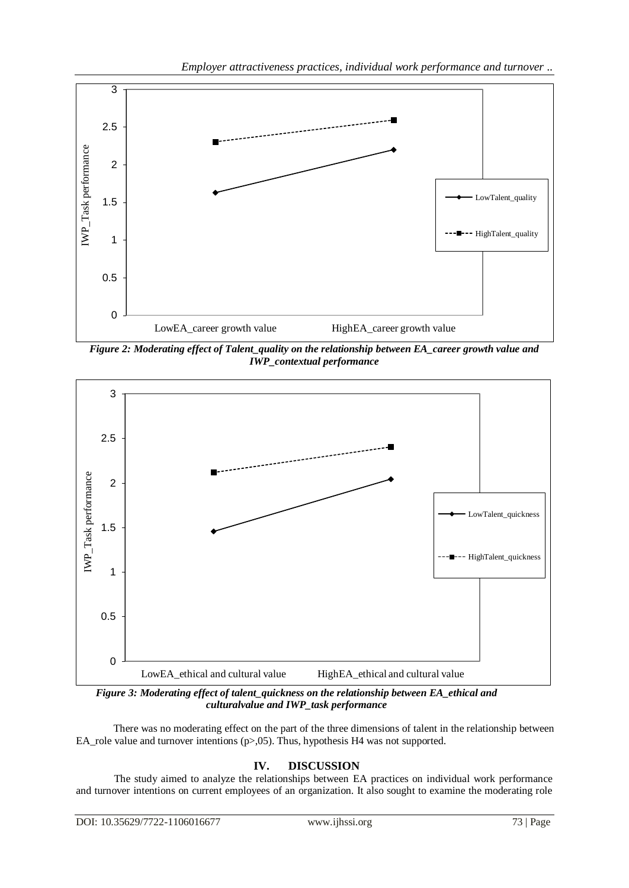*Figure 2: Moderating effect of Talent_quality on the relationship between EA_career growth value and IWP_contextual performance*

*Figure 3: Moderating effect of talent_quickness on the relationship between EA_ethical and culturalvalue and IWP_task performance*

There was no moderating effect on the part of the three dimensions of talent in the relationship between EA_role value and turnover intentions (p>,05). Thus, hypothesis H4 was not supported.

## IV. DISCUSSION

The study aimed to analyze the relationships between EA practices on individual work performance and turnover intentions on current employees of an organization. It also sought to examine the moderating role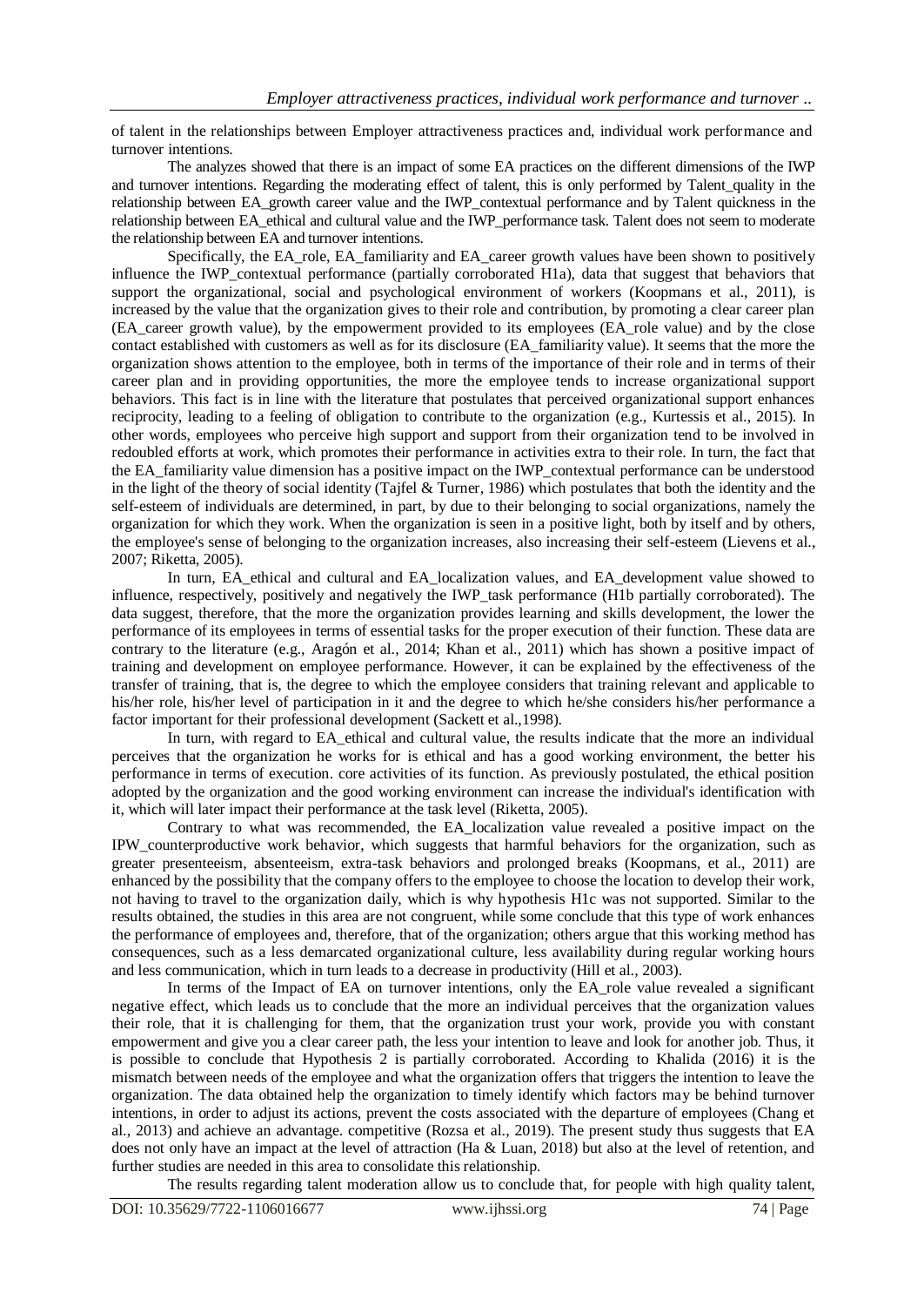of talent in the relationships between Employer attractiveness practices and, individual work performance and turnover intentions.

The analyzes showed that there is an impact of some EA practices on the different dimensions of the IWP and turnover intentions. Regarding the moderating effect of talent, this is only performed by Talent_quality in the relationship between EA_growth career value and the IWP_contextual performance and by Talent quickness in the relationship between EA_ethical and cultural value and the IWP_performance task. Talent does not seem to moderate the relationship between EA and turnover intentions.

Specifically, the EA_role, EA_familiarity and EA_career growth values have been shown to positively influence the IWP_contextual performance (partially corroborated H1a), data that suggest that behaviors that support the organizational, social and psychological environment of workers (Koopmans et al., 2011), is increased by the value that the organization gives to their role and contribution, by promoting a clear career plan (EA_career growth value), by the empowerment provided to its employees (EA_role value) and by the close contact established with customers as well as for its disclosure (EA_familiarity value). It seems that the more the organization shows attention to the employee, both in terms of the importance of their role and in terms of their career plan and in providing opportunities, the more the employee tends to increase organizational support behaviors. This fact is in line with the literature that postulates that perceived organizational support enhances reciprocity, leading to a feeling of obligation to contribute to the organization (e.g., Kurtessis et al., 2015). In other words, employees who perceive high support and support from their organization tend to be involved in redoubled efforts at work, which promotes their performance in activities extra to their role. In turn, the fact that the EA_familiarity value dimension has a positive impact on the IWP_contextual performance can be understood in the light of the theory of social identity (Tajfel & Turner, 1986) which postulates that both the identity and the self-esteem of individuals are determined, in part, by due to their belonging to social organizations, namely the organization for which they work. When the organization is seen in a positive light, both by itself and by others, the employee's sense of belonging to the organization increases, also increasing their self-esteem (Lievens et al., 2007; Riketta, 2005).

In turn, EA_ethical and cultural and EA_localization values, and EA_development value showed to influence, respectively, positively and negatively the IWP_task performance (H1b partially corroborated). The data suggest, therefore, that the more the organization provides learning and skills development, the lower the performance of its employees in terms of essential tasks for the proper execution of their function. These data are contrary to the literature (e.g., Aragón et al., 2014; Khan et al., 2011) which has shown a positive impact of training and development on employee performance. However, it can be explained by the effectiveness of the transfer of training, that is, the degree to which the employee considers that training relevant and applicable to his/her role, his/her level of participation in it and the degree to which he/she considers his/her performance a factor important for their professional development (Sackett et al.,1998).

In turn, with regard to EA_ethical and cultural value, the results indicate that the more an individual perceives that the organization he works for is ethical and has a good working environment, the better his performance in terms of execution. core activities of its function. As previously postulated, the ethical position adopted by the organization and the good working environment can increase the individual's identification with it, which will later impact their performance at the task level (Riketta, 2005).

Contrary to what was recommended, the EA_localization value revealed a positive impact on the IPW_counterproductive work behavior, which suggests that harmful behaviors for the organization, such as greater presenteeism, absenteeism, extra-task behaviors and prolonged breaks (Koopmans, et al., 2011) are enhanced by the possibility that the company offers to the employee to choose the location to develop their work, not having to travel to the organization daily, which is why hypothesis H1c was not supported. Similar to the results obtained, the studies in this area are not congruent, while some conclude that this type of work enhances the performance of employees and, therefore, that of the organization; others argue that this working method has consequences, such as a less demarcated organizational culture, less availability during regular working hours and less communication, which in turn leads to a decrease in productivity (Hill et al., 2003).

In terms of the Impact of EA on turnover intentions, only the EA_role value revealed a significant negative effect, which leads us to conclude that the more an individual perceives that the organization values their role, that it is challenging for them, that the organization trust your work, provide you with constant empowerment and give you a clear career path, the less your intention to leave and look for another job. Thus, it is possible to conclude that Hypothesis 2 is partially corroborated. According to Khalida (2016) it is the mismatch between needs of the employee and what the organization offers that triggers the intention to leave the organization. The data obtained help the organization to timely identify which factors may be behind turnover intentions, in order to adjust its actions, prevent the costs associated with the departure of employees (Chang et al., 2013) and achieve an advantage. competitive (Rozsa et al., 2019). The present study thus suggests that EA does not only have an impact at the level of attraction (Ha & Luan, 2018) but also at the level of retention, and further studies are needed in this area to consolidate this relationship.

The results regarding talent moderation allow us to conclude that, for people with high quality talent,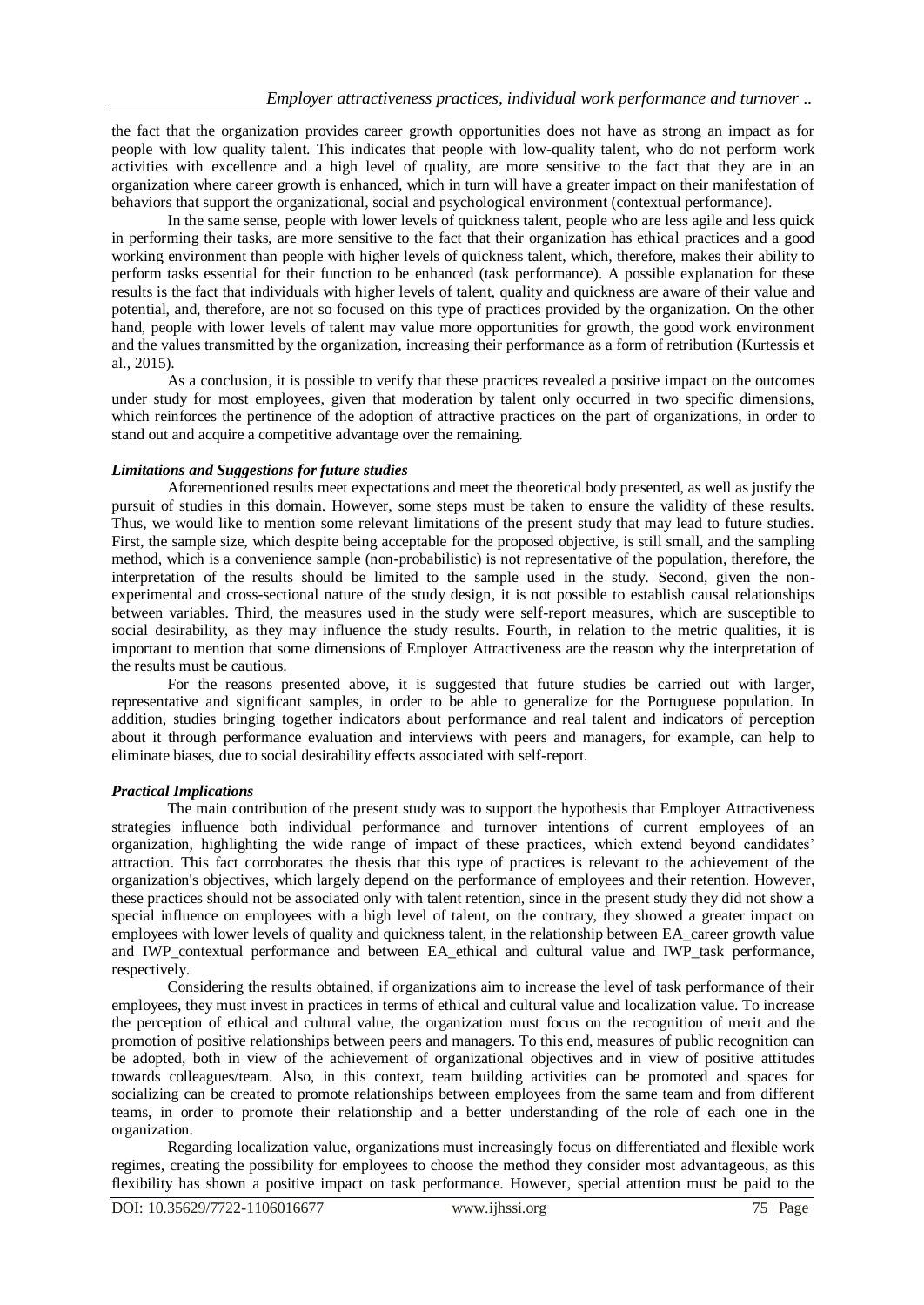the fact that the organization provides career growth opportunities does not have as strong an impact as for people with low quality talent. This indicates that people with low-quality talent, who do not perform work activities with excellence and a high level of quality, are more sensitive to the fact that they are in an organization where career growth is enhanced, which in turn will have a greater impact on their manifestation of behaviors that support the organizational, social and psychological environment (contextual performance).

In the same sense, people with lower levels of quickness talent, people who are less agile and less quick in performing their tasks, are more sensitive to the fact that their organization has ethical practices and a good working environment than people with higher levels of quickness talent, which, therefore, makes their ability to perform tasks essential for their function to be enhanced (task performance). A possible explanation for these results is the fact that individuals with higher levels of talent, quality and quickness are aware of their value and potential, and, therefore, are not so focused on this type of practices provided by the organization. On the other hand, people with lower levels of talent may value more opportunities for growth, the good work environment and the values transmitted by the organization, increasing their performance as a form of retribution (Kurtessis et al., 2015).

As a conclusion, it is possible to verify that these practices revealed a positive impact on the outcomes under study for most employees, given that moderation by talent only occurred in two specific dimensions, which reinforces the pertinence of the adoption of attractive practices on the part of organizations, in order to stand out and acquire a competitive advantage over the remaining.

### *Limitations and Suggestions for future studies*

Aforementioned results meet expectations and meet the theoretical body presented, as well as justify the pursuit of studies in this domain. However, some steps must be taken to ensure the validity of these results. Thus, we would like to mention some relevant limitations of the present study that may lead to future studies. First, the sample size, which despite being acceptable for the proposed objective, is still small, and the sampling method, which is a convenience sample (non-probabilistic) is not representative of the population, therefore, the interpretation of the results should be limited to the sample used in the study. Second, given the non-experimental and cross-sectional nature of the study design, it is not possible to establish causal relationships between variables. Third, the measures used in the study were self-report measures, which are susceptible to social desirability, as they may influence the study results. Fourth, in relation to the metric qualities, it is important to mention that some dimensions of Employer Attractiveness are the reason why the interpretation of the results must be cautious.

For the reasons presented above, it is suggested that future studies be carried out with larger, representative and significant samples, in order to be able to generalize for the Portuguese population. In addition, studies bringing together indicators about performance and real talent and indicators of perception about it through performance evaluation and interviews with peers and managers, for example, can help to eliminate biases, due to social desirability effects associated with self-report.

### *Practical Implications*

The main contribution of the present study was to support the hypothesis that Employer Attractiveness strategies influence both individual performance and turnover intentions of current employees of an organization, highlighting the wide range of impact of these practices, which extend beyond candidates' attraction. This fact corroborates the thesis that this type of practices is relevant to the achievement of the organization's objectives, which largely depend on the performance of employees and their retention. However, these practices should not be associated only with talent retention, since in the present study they did not show a special influence on employees with a high level of talent, on the contrary, they showed a greater impact on employees with lower levels of quality and quickness talent, in the relationship between EA_career growth value and IWP_contextual performance and between EA_ethical and cultural value and IWP_task performance, respectively.

Considering the results obtained, if organizations aim to increase the level of task performance of their employees, they must invest in practices in terms of ethical and cultural value and localization value. To increase the perception of ethical and cultural value, the organization must focus on the recognition of merit and the promotion of positive relationships between peers and managers. To this end, measures of public recognition can be adopted, both in view of the achievement of organizational objectives and in view of positive attitudes towards colleagues/team. Also, in this context, team building activities can be promoted and spaces for socializing can be created to promote relationships between employees from the same team and from different teams, in order to promote their relationship and a better understanding of the role of each one in the organization.

Regarding localization value, organizations must increasingly focus on differentiated and flexible work regimes, creating the possibility for employees to choose the method they consider most advantageous, as this flexibility has shown a positive impact on task performance. However, special attention must be paid to the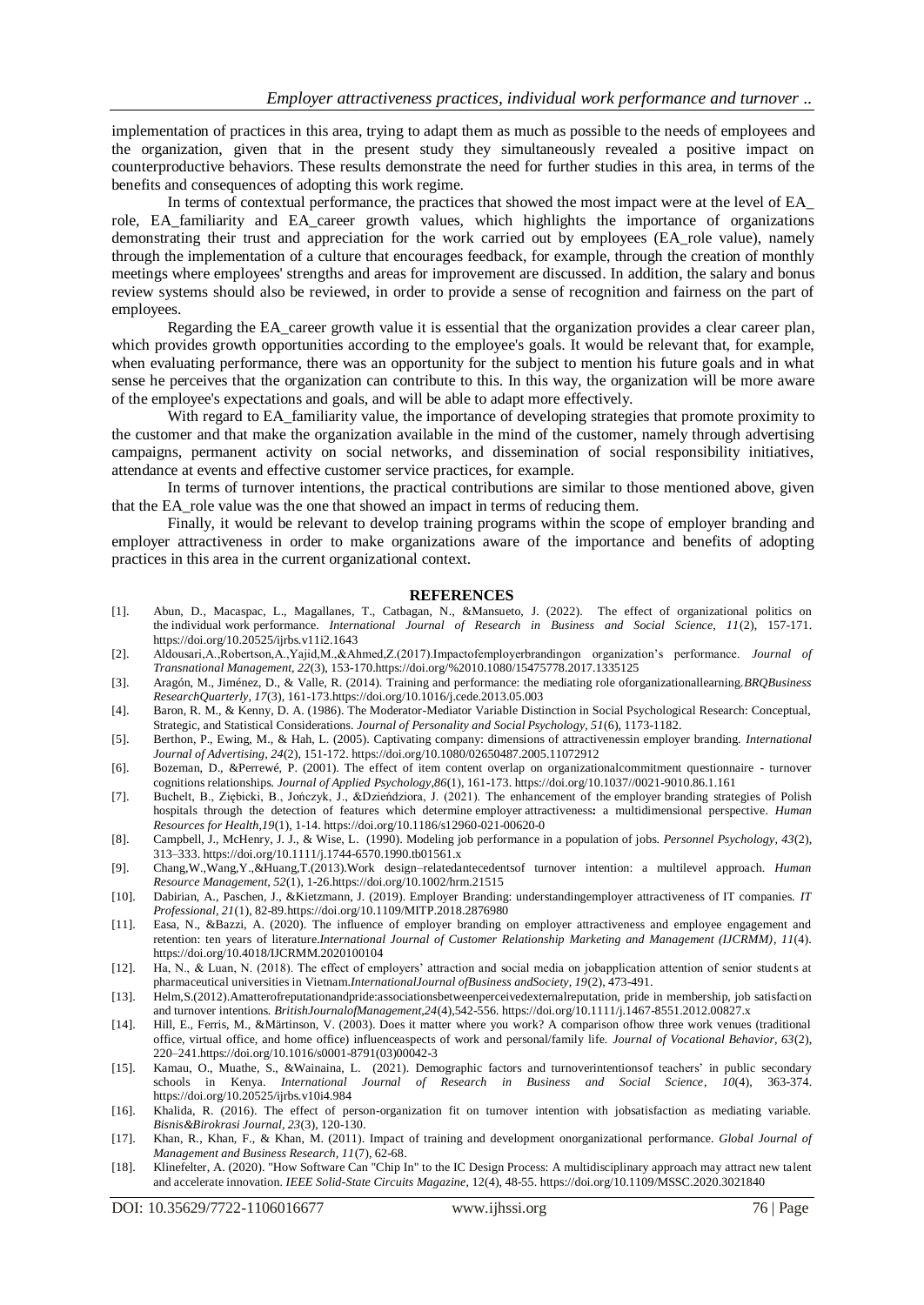implementation of practices in this area, trying to adapt them as much as possible to the needs of employees and the organization, given that in the present study they simultaneously revealed a positive impact on counterproductive behaviors. These results demonstrate the need for further studies in this area, in terms of the benefits and consequences of adopting this work regime.

In terms of contextual performance, the practices that showed the most impact were at the level of EA_ role, EA_familiarity and EA_career growth values, which highlights the importance of organizations demonstrating their trust and appreciation for the work carried out by employees (EA_role value), namely through the implementation of a culture that encourages feedback, for example, through the creation of monthly meetings where employees' strengths and areas for improvement are discussed. In addition, the salary and bonus review systems should also be reviewed, in order to provide a sense of recognition and fairness on the part of employees.

Regarding the EA_career growth value it is essential that the organization provides a clear career plan, which provides growth opportunities according to the employee's goals. It would be relevant that, for example, when evaluating performance, there was an opportunity for the subject to mention his future goals and in what sense he perceives that the organization can contribute to this. In this way, the organization will be more aware of the employee's expectations and goals, and will be able to adapt more effectively.

With regard to EA_familiarity value, the importance of developing strategies that promote proximity to the customer and that make the organization available in the mind of the customer, namely through advertising campaigns, permanent activity on social networks, and dissemination of social responsibility initiatives, attendance at events and effective customer service practices, for example.

In terms of turnover intentions, the practical contributions are similar to those mentioned above, given that the EA_role value was the one that showed an impact in terms of reducing them.

Finally, it would be relevant to develop training programs within the scope of employer branding and employer attractiveness in order to make organizations aware of the importance and benefits of adopting practices in this area in the current organizational context.

## REFERENCES

[1]. Abun, D., Macaspac, L., Magallanes, T., Catbagan, N., &Mansueto, J. (2022). The effect of organizational politics on the individual work performance. *International Journal of Research in Business and Social Science, 11*(2), 157-171. https://doi.org/10.20525/ijrbs.v11i2.1643

[2]. Aldousari,A.,Robertson,A.,Yajid,M.,&Ahmed,Z.(2017).Impactofemployerbrandingon organization's performance. *Journal of Transnational Management, 22*(3), 153-170.https://doi.org/%2010.1080/15475778.2017.1335125

[3]. Aragón, M., Jiménez, D., & Valle, R. (2014). Training and performance: the mediating role oforganizationallearning.*BRQBusiness ResearchQuarterly, 17*(3), 161-173.https://doi.org/10.1016/j.cede.2013.05.003

[4]. Baron, R. M., & Kenny, D. A. (1986). The Moderator-Mediator Variable Distinction in Social Psychological Research: Conceptual, Strategic, and Statistical Considerations. *Journal of Personality and Social Psychology, 51*(6), 1173-1182.

[5]. Berthon, P., Ewing, M., & Hah, L. (2005). Captivating company: dimensions of attractivenessin employer branding. *International Journal of Advertising, 24*(2), 151-172. https://doi.org/10.1080/02650487.2005.11072912

[6]. Bozeman, D., &Perrewé, P. (2001). The effect of item content overlap on organizationalcommitment questionnaire - turnover cognitions relationships. *Journal of Applied Psychology,86*(1), 161-173. https://doi.org/10.1037//0021-9010.86.1.161

[7]. Buchelt, B., Ziębicki, B., Jończyk, J., &Dzieńdziora, J. (2021). The enhancement of the employer branding strategies of Polish hospitals through the detection of features which determine employer attractiveness**:** a multidimensional perspective. *Human Resources for Health,19*(1), 1-14. https://doi.org/10.1186/s12960-021-00620-0

[8]. Campbell, J., McHenry, J. J., & Wise, L. (1990). Modeling job performance in a population of jobs. *Personnel Psychology, 43*(2), 313–333. https://doi.org/10.1111/j.1744-6570.1990.tb01561.x

[9]. Chang,W.,Wang,Y.,&Huang,T.(2013).Work design–relatedantecedentsof turnover intention: a multilevel approach. *Human Resource Management, 52*(1), 1-26.https://doi.org/10.1002/hrm.21515

[10]. Dabirian, A., Paschen, J., &Kietzmann, J. (2019). Employer Branding: understandingemployer attractiveness of IT companies. *IT Professional, 21*(1), 82-89.https://doi.org/10.1109/MITP.2018.2876980

[11]. Easa, N., &Bazzi, A. (2020). The influence of employer branding on employer attractiveness and employee engagement and retention: ten years of literature.*International Journal of Customer Relationship Marketing and Management (IJCRMM), 11*(4). https://doi.org/10.4018/IJCRMM.2020100104

[12]. Ha, N., & Luan, N. (2018). The effect of employers' attraction and social media on jobapplication attention of senior students at pharmaceutical universities in Vietnam.*InternationalJournal ofBusiness andSociety, 19*(2), 473-491.

[13]. Helm,S.(2012).Amatterofreputationandpride:associationsbetweenperceivedexternalreputation, pride in membership, job satisfaction and turnover intentions. *BritishJournalofManagement,24*(4),542-556. https://doi.org/10.1111/j.1467-8551.2012.00827.x

[14]. Hill, E., Ferris, M., &Märtinson, V. (2003). Does it matter where you work? A comparison ofhow three work venues (traditional office, virtual office, and home office) influenceaspects of work and personal/family life. *Journal of Vocational Behavior, 63*(2), 220–241.https://doi.org/10.1016/s0001-8791(03)00042-3

[15]. Kamau, O., Muathe, S., &Wainaina, L. (2021). Demographic factors and turnoverintentionsof teachers' in public secondary schools in Kenya. *International Journal of Research in Business and Social Science, 10*(4), 363-374. https://doi.org/10.20525/ijrbs.v10i4.984

[16]. Khalida, R. (2016). The effect of person-organization fit on turnover intention with jobsatisfaction as mediating variable. *Bisnis&Birokrasi Journal, 23*(3), 120-130.

[17]. Khan, R., Khan, F., & Khan, M. (2011). Impact of training and development onorganizational performance. *Global Journal of Management and Business Research, 11*(7), 62-68.

[18]. Klinefelter, A. (2020). "How Software Can "Chip In" to the IC Design Process: A multidisciplinary approach may attract new talent and accelerate innovation. *IEEE Solid-State Circuits Magazine*, 12(4), 48-55. https://doi.org/10.1109/MSSC.2020.3021840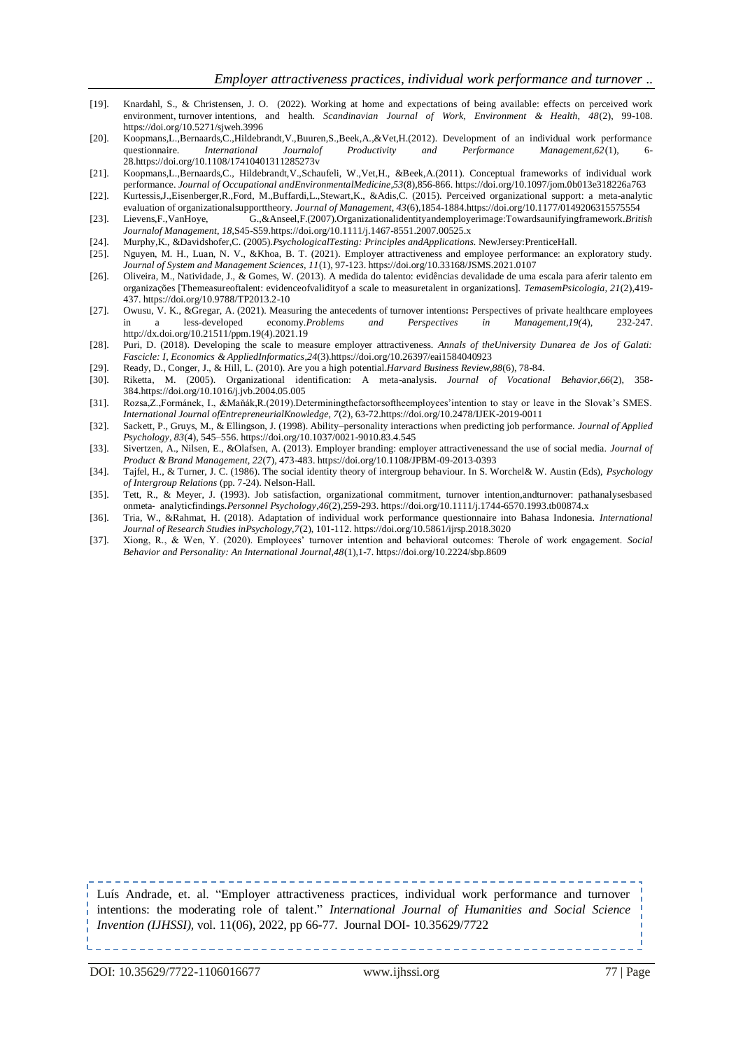[19]. Knardahl, S., & Christensen, J. O. (2022). Working at home and expectations of being available: effects on perceived work environment, turnover intentions, and health. *Scandinavian Journal of Work, Environment & Health, 48*(2), 99-108. https://doi.org/10.5271/sjweh.3996

[20]. Koopmans,L.,Bernaards,C.,Hildebrandt,V.,Buuren,S.,Beek,A.,&Vet,H.(2012). Development of an individual work performance questionnaire. *International Journalof Productivity and Performance Management,62*(1), 6-28.https://doi.org/10.1108/17410401311285273v

[21]. Koopmans,L.,Bernaards,C., Hildebrandt,V.,Schaufeli, W.,Vet,H., &Beek,A.(2011). Conceptual frameworks of individual work performance. *Journal of Occupational andEnvironmentalMedicine,53*(8),856-866. https://doi.org/10.1097/jom.0b013e318226a763

[22]. Kurtessis,J.,Eisenberger,R.,Ford, M.,Buffardi,L.,Stewart,K., &Adis,C. (2015). Perceived organizational support: a meta-analytic evaluation of organizationalsupporttheory. *Journal of Management, 43*(6),1854-1884.https://doi.org/10.1177/0149206315575554

[23]. Lievens,F.,VanHoye, G.,&Anseel,F.(2007).Organizationalidentityandemployerimage:Towardsaunifyingframework.*British Journalof Management, 18*,S45-S59.https://doi.org/10.1111/j.1467-8551.2007.00525.x

[24]. Murphy,K., &Davidshofer,C. (2005).*PsychologicalTesting: Principles andApplications.* NewJersey:PrenticeHall.

[25]. Nguyen, M. H., Luan, N. V., &Khoa, B. T. (2021). Employer attractiveness and employee performance: an exploratory study. *Journal of System and Management Sciences, 11*(1), 97-123. https://doi.org/10.33168/JSMS.2021.0107

[26]. Oliveira, M., Natividade, J., & Gomes, W. (2013). A medida do talento: evidências devalidade de uma escala para aferir talento em organizações [Themeasureoftalent: evidenceofvalidityof a scale to measuretalent in organizations]. *TemasemPsicologia, 21*(2),419-437. https://doi.org/10.9788/TP2013.2-10

[27]. Owusu, V. K., &Gregar, A. (2021). Measuring the antecedents of turnover intentions**:** Perspectives of private healthcare employees in a less-developed economy.*Problems and Perspectives in Management,19*(4), 232-247. http://dx.doi.org/10.21511/ppm.19(4).2021.19

[28]. Puri, D. (2018). Developing the scale to measure employer attractiveness. *Annals of theUniversity Dunarea de Jos of Galati: Fascicle: I, Economics & AppliedInformatics,24*(3).https://doi.org/10.26397/eai1584040923

[29]. Ready, D., Conger, J., & Hill, L. (2010). Are you a high potential.*Harvard Business Review,88*(6), 78-84.

[30]. Riketta, M. (2005). Organizational identification: A meta-analysis. *Journal of Vocational Behavior,66*(2), 358-384.https://doi.org/10.1016/j.jvb.2004.05.005

[31]. Rozsa,Z.,Formánek, I., &Maňák,R.(2019).Determiningthefactorsoftheemployees'intention to stay or leave in the Slovak's SMES. *International Journal ofEntrepreneurialKnowledge, 7*(2), 63-72.https://doi.org/10.2478/IJEK-2019-0011

[32]. Sackett, P., Gruys, M., & Ellingson, J. (1998). Ability–personality interactions when predicting job performance. *Journal of Applied Psychology, 83*(4), 545–556. https://doi.org/10.1037/0021-9010.83.4.545

[33]. Sivertzen, A., Nilsen, E., &Olafsen, A. (2013). Employer branding: employer attractivenessand the use of social media. *Journal of Product & Brand Management, 22*(7), 473-483. https://doi.org/10.1108/JPBM-09-2013-0393

[34]. Tajfel, H., & Turner, J. C. (1986). The social identity theory of intergroup behaviour. In S. Worchel& W. Austin (Eds), *Psychology of Intergroup Relations* (pp. 7-24). Nelson-Hall.

[35]. Tett, R., & Meyer, J. (1993). Job satisfaction, organizational commitment, turnover intention,andturnover: pathanalysesbased onmeta- analyticfindings.*Personnel Psychology,46*(2),259-293. https://doi.org/10.1111/j.1744-6570.1993.tb00874.x

[36]. Tria, W., &Rahmat, H. (2018). Adaptation of individual work performance questionnaire into Bahasa Indonesia. *International Journal of Research Studies inPsychology,7*(2), 101-112. https://doi.org/10.5861/ijrsp.2018.3020

[37]. Xiong, R., & Wen, Y. (2020). Employees' turnover intention and behavioral outcomes: Therole of work engagement. *Social Behavior and Personality: An International Journal,48*(1),1-7. https://doi.org/10.2224/sbp.8609

Luís Andrade, et. al. "Employer attractiveness practices, individual work performance and turnover intentions: the moderating role of talent." *International Journal of Humanities and Social Science Invention (IJHSSI)*, vol. 11(06), 2022, pp 66-77. Journal DOI- 10.35629/7722